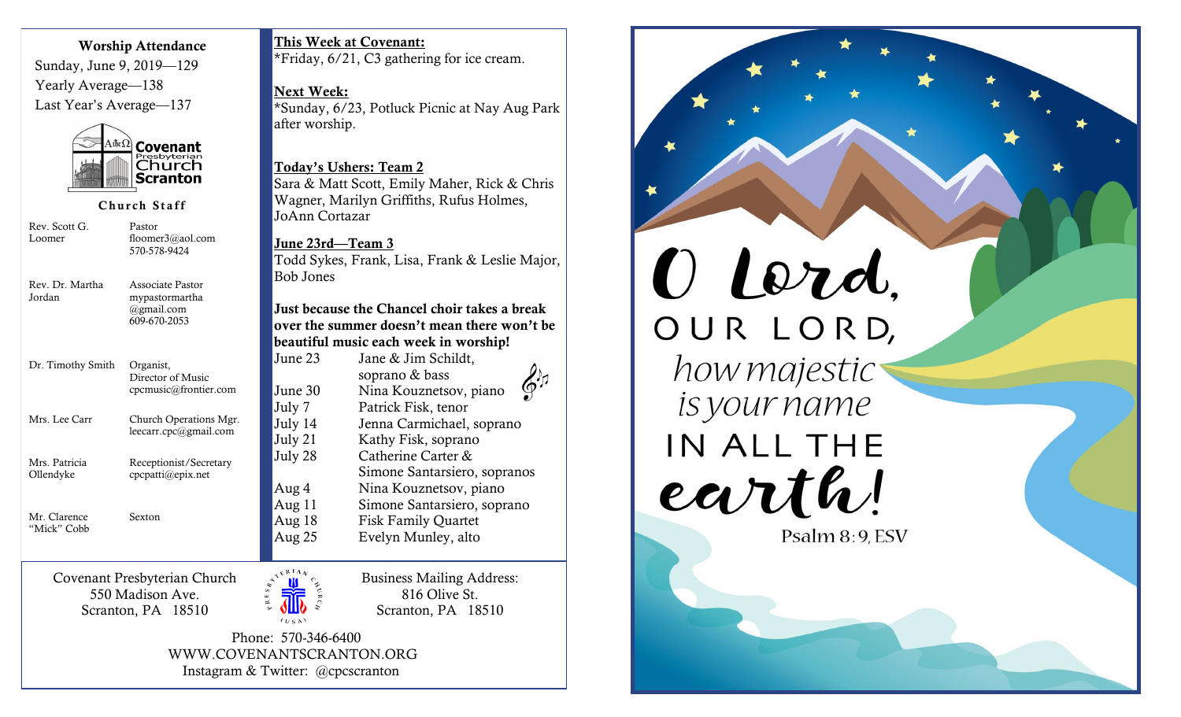**Worship Attendance**

Sunday, June 9, 2019—129
Yearly Average—138
Last Year's Average—137

Covenant Presbyterian Church Scranton

**Church Staff**

| | |
|---|---|
| Rev. Scott G. Loomer | Pastor<br>floomer3@aol.com<br>570-578-9424 |
| Rev. Dr. Martha Jordan | Associate Pastor<br>mypastormartha@gmail.com<br>609-670-2053 |
| Dr. Timothy Smith | Organist,<br>Director of Music<br>cpcmusic@frontier.com |
| Mrs. Lee Carr | Church Operations Mgr.<br>leecarr.cpc@gmail.com |
| Mrs. Patricia Ollendyke | Receptionist/Secretary<br>cpcpatti@epix.net |
| Mr. Clarence "Mick" Cobb | Sexton |

**This Week at Covenant:**
*Friday, 6/21, C3 gathering for ice cream.

**Next Week:**
*Sunday, 6/23, Potluck Picnic at Nay Aug Park after worship.

**Today's Ushers: Team 2**
Sara & Matt Scott, Emily Maher, Rick & Chris Wagner, Marilyn Griffiths, Rufus Holmes, JoAnn Cortazar

**June 23rd—Team 3**
Todd Sykes, Frank, Lisa, Frank & Leslie Major, Bob Jones

**Just because the Chancel choir takes a break over the summer doesn't mean there won't be beautiful music each week in worship!**

| | |
|---|---|
| June 23 | Jane & Jim Schildt, soprano & bass |
| June 30 | Nina Kouznetsov, piano |
| July 7 | Patrick Fisk, tenor |
| July 14 | Jenna Carmichael, soprano |
| July 21 | Kathy Fisk, soprano |
| July 28 | Catherine Carter & Simone Santarsiero, sopranos |
| Aug 4 | Nina Kouznetsov, piano |
| Aug 11 | Simone Santarsiero, soprano |
| Aug 18 | Fisk Family Quartet |
| Aug 25 | Evelyn Munley, alto |

Covenant Presbyterian Church
550 Madison Ave.
Scranton, PA 18510

Business Mailing Address:
816 Olive St.
Scranton, PA 18510

Phone: 570-346-6400
WWW.COVENANTSCRANTON.ORG
Instagram & Twitter: @cpcscranton

# O Lord, OUR LORD, how majestic is your name IN ALL THE earth!

Psalm 8:9, ESV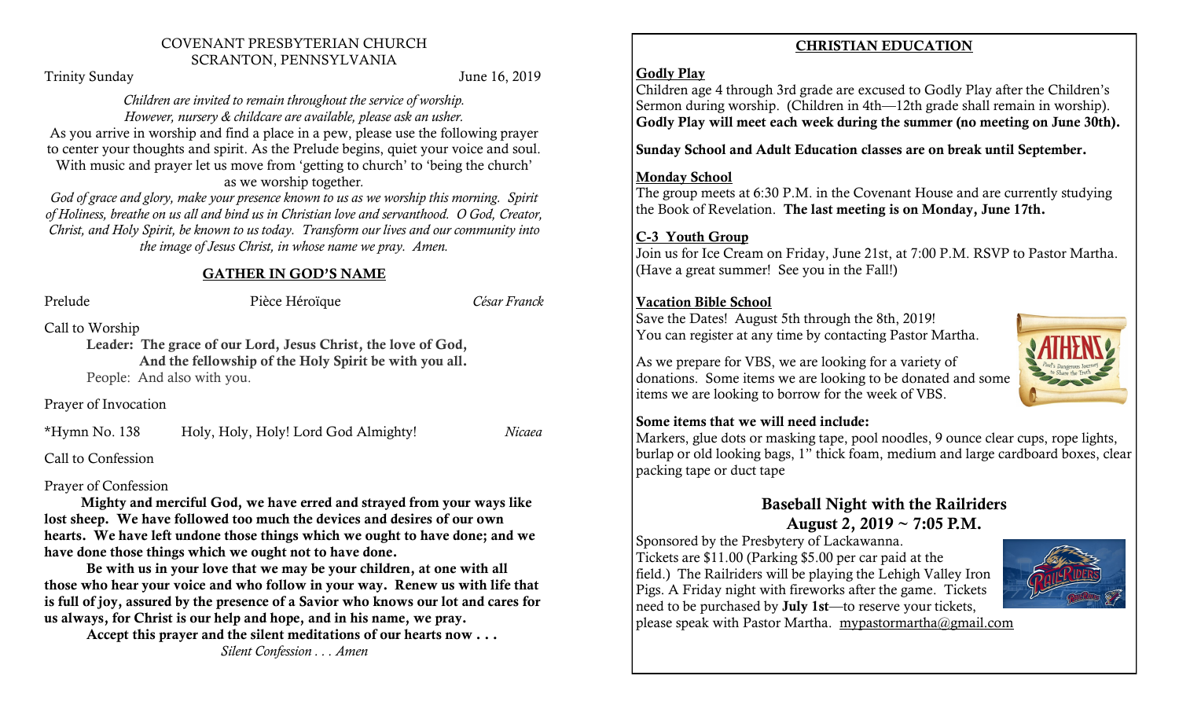COVENANT PRESBYTERIAN CHURCH
SCRANTON, PENNSYLVANIA

Trinity Sunday June 16, 2019

*Children are invited to remain throughout the service of worship.*
*However, nursery & childcare are available, please ask an usher.*

As you arrive in worship and find a place in a pew, please use the following prayer to center your thoughts and spirit. As the Prelude begins, quiet your voice and soul. With music and prayer let us move from 'getting to church' to 'being the church' as we worship together.

*God of grace and glory, make your presence known to us as we worship this morning. Spirit of Holiness, breathe on us all and bind us in Christian love and servanthood. O God, Creator, Christ, and Holy Spirit, be known to us today. Transform our lives and our community into the image of Jesus Christ, in whose name we pray. Amen.*

## GATHER IN GOD'S NAME

Prelude Pièce Héroïque *César Franck*

Call to Worship

**Leader: The grace of our Lord, Jesus Christ, the love of God, And the fellowship of the Holy Spirit be with you all.**

People: And also with you.

Prayer of Invocation

*Hymn No. 138 Holy, Holy, Holy! Lord God Almighty! *Nicaea*

Call to Confession

Prayer of Confession

**Mighty and merciful God, we have erred and strayed from your ways like lost sheep. We have followed too much the devices and desires of our own hearts. We have left undone those things which we ought to have done; and we have done those things which we ought not to have done.**

**Be with us in your love that we may be your children, at one with all those who hear your voice and who follow in your way. Renew us with life that is full of joy, assured by the presence of a Savior who knows our lot and cares for us always, for Christ is our help and hope, and in his name, we pray.**

**Accept this prayer and the silent meditations of our hearts now . . .**

*Silent Confession . . . Amen*

## CHRISTIAN EDUCATION

**Godly Play**

Children age 4 through 3rd grade are excused to Godly Play after the Children's Sermon during worship. (Children in 4th—12th grade shall remain in worship). **Godly Play will meet each week during the summer (no meeting on June 30th).**

**Sunday School and Adult Education classes are on break until September.**

**Monday School**

The group meets at 6:30 P.M. in the Covenant House and are currently studying the Book of Revelation. **The last meeting is on Monday, June 17th.**

**C-3 Youth Group**

Join us for Ice Cream on Friday, June 21st, at 7:00 P.M. RSVP to Pastor Martha. (Have a great summer! See you in the Fall!)

**Vacation Bible School**

Save the Dates! August 5th through the 8th, 2019!
You can register at any time by contacting Pastor Martha.

As we prepare for VBS, we are looking for a variety of donations. Some items we are looking to be donated and some items we are looking to borrow for the week of VBS.

**Some items that we will need include:**

Markers, glue dots or masking tape, pool noodles, 9 ounce clear cups, rope lights, burlap or old looking bags, 1" thick foam, medium and large cardboard boxes, clear packing tape or duct tape

## Baseball Night with the Railriders
## August 2, 2019 ~ 7:05 P.M.

Sponsored by the Presbytery of Lackawanna.
Tickets are $11.00 (Parking $5.00 per car paid at the field.) The Railriders will be playing the Lehigh Valley Iron Pigs. A Friday night with fireworks after the game. Tickets need to be purchased by **July 1st**—to reserve your tickets, please speak with Pastor Martha. mypastormartha@gmail.com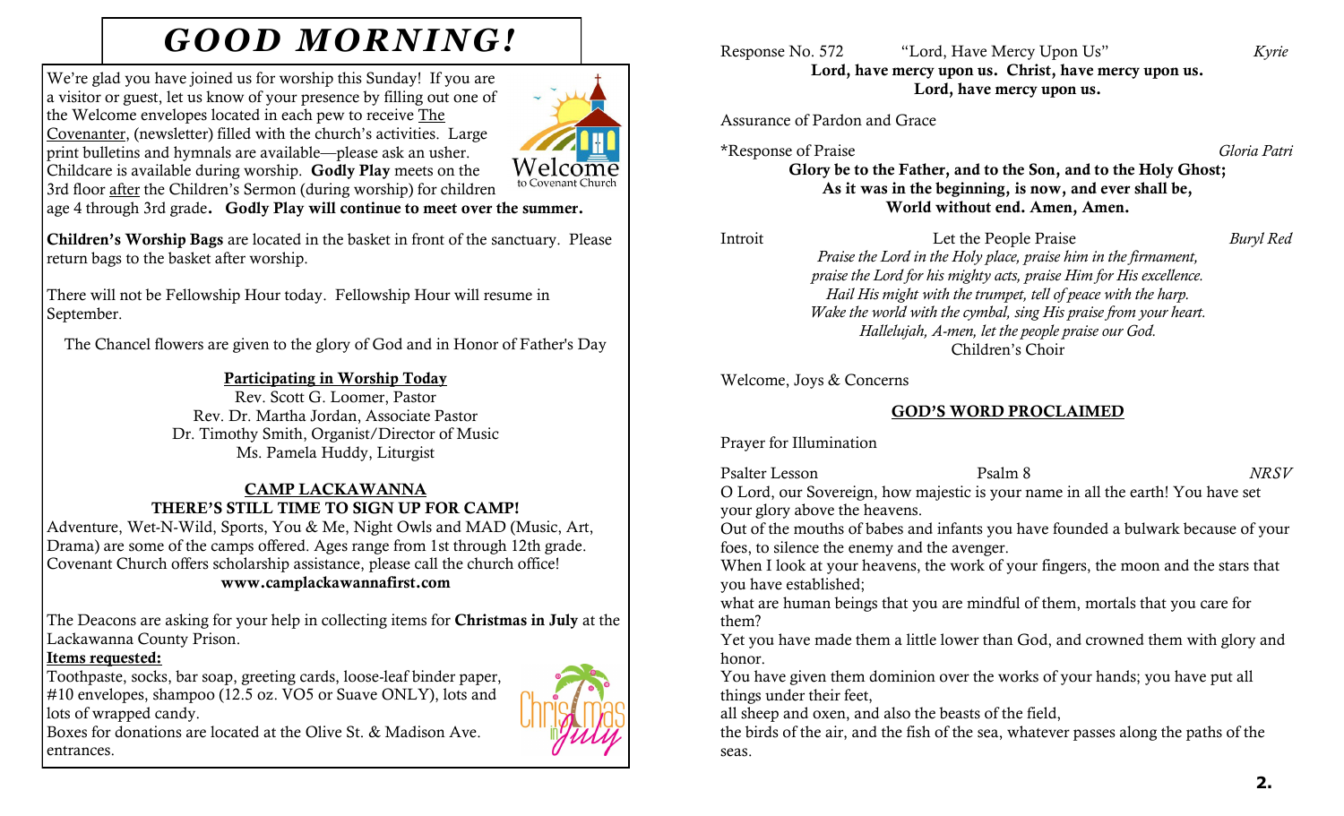# GOOD MORNING!

We're glad you have joined us for worship this Sunday! If you are a visitor or guest, let us know of your presence by filling out one of the Welcome envelopes located in each pew to receive The Covenanter, (newsletter) filled with the church's activities. Large print bulletins and hymnals are available—please ask an usher. Childcare is available during worship. **Godly Play** meets on the 3rd floor after the Children's Sermon (during worship) for children age 4 through 3rd grade. **Godly Play will continue to meet over the summer.**

Welcome to Covenant Church

**Children's Worship Bags** are located in the basket in front of the sanctuary. Please return bags to the basket after worship.

There will not be Fellowship Hour today. Fellowship Hour will resume in September.

The Chancel flowers are given to the glory of God and in Honor of Father's Day

**Participating in Worship Today**
Rev. Scott G. Loomer, Pastor
Rev. Dr. Martha Jordan, Associate Pastor
Dr. Timothy Smith, Organist/Director of Music
Ms. Pamela Huddy, Liturgist

**CAMP LACKAWANNA**
**THERE'S STILL TIME TO SIGN UP FOR CAMP!**
Adventure, Wet-N-Wild, Sports, You & Me, Night Owls and MAD (Music, Art, Drama) are some of the camps offered. Ages range from 1st through 12th grade. Covenant Church offers scholarship assistance, please call the church office!
**www.camplackawannafirst.com**

The Deacons are asking for your help in collecting items for **Christmas in July** at the Lackawanna County Prison.

**Items requested:**
Toothpaste, socks, bar soap, greeting cards, loose-leaf binder paper, #10 envelopes, shampoo (12.5 oz. VO5 or Suave ONLY), lots and lots of wrapped candy.
Boxes for donations are located at the Olive St. & Madison Ave. entrances.

Christmas in July

Response No. 572 "Lord, Have Mercy Upon Us" *Kyrie*
**Lord, have mercy upon us. Christ, have mercy upon us.
Lord, have mercy upon us.**

Assurance of Pardon and Grace

*Response of Praise *Gloria Patri*
**Glory be to the Father, and to the Son, and to the Holy Ghost;
As it was in the beginning, is now, and ever shall be,
World without end. Amen, Amen.**

Introit Let the People Praise *Buryl Red*
*Praise the Lord in the Holy place, praise him in the firmament,
praise the Lord for his mighty acts, praise Him for His excellence.
Hail His might with the trumpet, tell of peace with the harp.
Wake the world with the cymbal, sing His praise from your heart.
Hallelujah, A-men, let the people praise our God.*
Children's Choir

Welcome, Joys & Concerns

## GOD'S WORD PROCLAIMED

Prayer for Illumination

Psalter Lesson Psalm 8 *NRSV*
O Lord, our Sovereign, how majestic is your name in all the earth! You have set your glory above the heavens.
Out of the mouths of babes and infants you have founded a bulwark because of your foes, to silence the enemy and the avenger.
When I look at your heavens, the work of your fingers, the moon and the stars that you have established;
what are human beings that you are mindful of them, mortals that you care for them?
Yet you have made them a little lower than God, and crowned them with glory and honor.
You have given them dominion over the works of your hands; you have put all things under their feet,
all sheep and oxen, and also the beasts of the field,
the birds of the air, and the fish of the sea, whatever passes along the paths of the seas.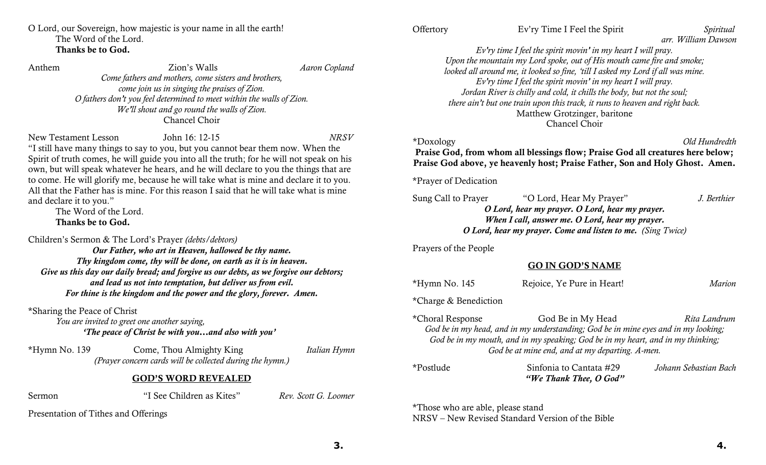O Lord, our Sovereign, how majestic is your name in all the earth!

The Word of the Lord.

**Thanks be to God.**

Anthem — Zion's Walls — *Aaron Copland*

*Come fathers and mothers, come sisters and brothers,*
*come join us in singing the praises of Zion.*
*O fathers don't you feel determined to meet within the walls of Zion.*
*We'll shout and go round the walls of Zion.*

Chancel Choir

New Testament Lesson — John 16: 12-15 — *NRSV*

"I still have many things to say to you, but you cannot bear them now. When the Spirit of truth comes, he will guide you into all the truth; for he will not speak on his own, but will speak whatever he hears, and he will declare to you the things that are to come. He will glorify me, because he will take what is mine and declare it to you. All that the Father has is mine. For this reason I said that he will take what is mine and declare it to you."

The Word of the Lord.

**Thanks be to God.**

Children's Sermon & The Lord's Prayer *(debts/debtors)*

***Our Father, who art in Heaven, hallowed be thy name.***
***Thy kingdom come, thy will be done, on earth as it is in heaven.***
***Give us this day our daily bread; and forgive us our debts, as we forgive our debtors;***
***and lead us not into temptation, but deliver us from evil.***
***For thine is the kingdom and the power and the glory, forever. Amen.***

*Sharing the Peace of Christ

*You are invited to greet one another saying,*
***'The peace of Christ be with you…and also with you'***

*Hymn No. 139 — Come, Thou Almighty King — *Italian Hymn*

*(Prayer concern cards will be collected during the hymn.)*

## GOD'S WORD REVEALED

Sermon — "I See Children as Kites" — *Rev. Scott G. Loomer*

Presentation of Tithes and Offerings

Offertory — Ev'ry Time I Feel the Spirit — *Spiritual arr. William Dawson*

*Ev'ry time I feel the spirit movin' in my heart I will pray.*
*Upon the mountain my Lord spoke, out of His mouth came fire and smoke;*
*looked all around me, it looked so fine, 'till I asked my Lord if all was mine.*
*Ev'ry time I feel the spirit movin' in my heart I will pray.*
*Jordan River is chilly and cold, it chills the body, but not the soul;*
*there ain't but one train upon this track, it runs to heaven and right back.*

Matthew Grotzinger, baritone
Chancel Choir

*Doxology — *Old Hundredth*

**Praise God, from whom all blessings flow; Praise God all creatures here below;**
**Praise God above, ye heavenly host; Praise Father, Son and Holy Ghost. Amen.**

*Prayer of Dedication

Sung Call to Prayer — "O Lord, Hear My Prayer" — *J. Berthier*

***O Lord, hear my prayer. O Lord, hear my prayer.***
***When I call, answer me. O Lord, hear my prayer.***
***O Lord, hear my prayer. Come and listen to me.*** *(Sing Twice)*

Prayers of the People

## GO IN GOD'S NAME

*Hymn No. 145 — Rejoice, Ye Pure in Heart! — *Marion*

*Charge & Benediction

*Choral Response — God Be in My Head — *Rita Landrum*

*God be in my head, and in my understanding; God be in mine eyes and in my looking;*
*God be in my mouth, and in my speaking; God be in my heart, and in my thinking;*
*God be at mine end, and at my departing. A-men.*

*Postlude — Sinfonia to Cantata #29 ***"We Thank Thee, O God"*** — *Johann Sebastian Bach*

*Those who are able, please stand
NRSV – New Revised Standard Version of the Bible